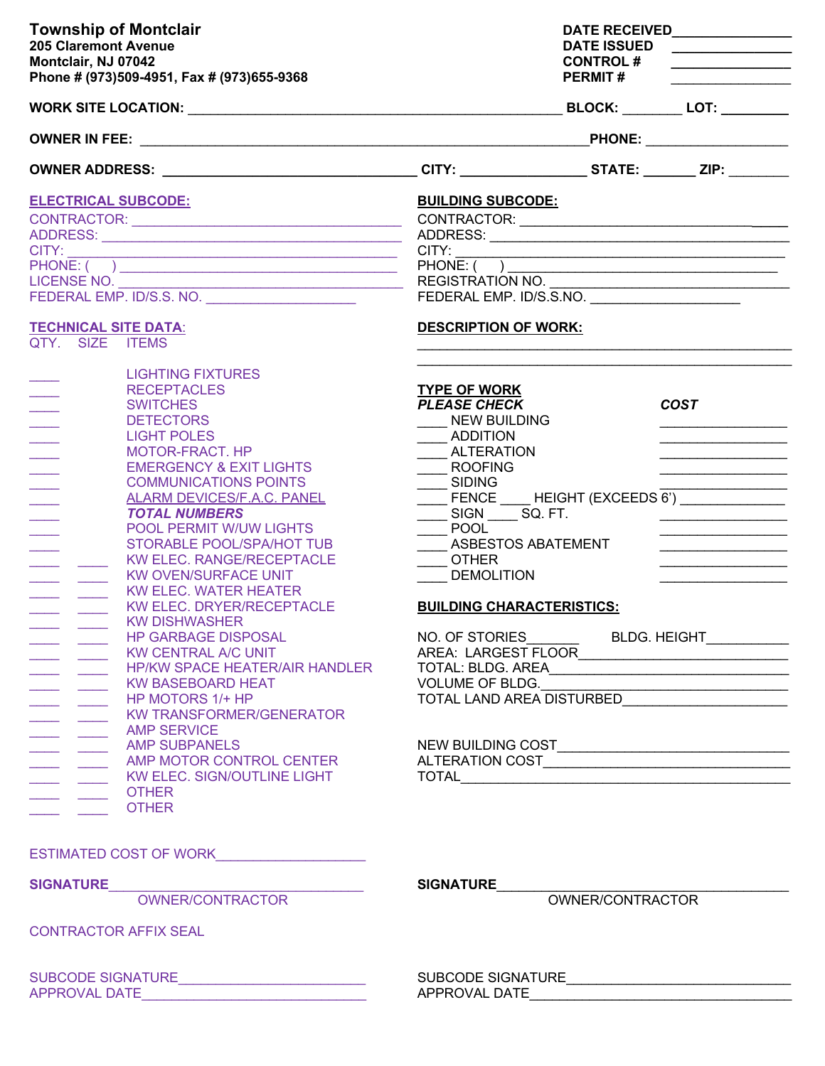**Township of Montclair**
**205 Claremont Avenue**
**Montclair, NJ 07042**
**Phone # (973)509-4951, Fax # (973)655-9368**

**DATE RECEIVED**_______________
**DATE ISSUED** _______________
**CONTROL #** _______________
**PERMIT #** _______________

**WORK SITE LOCATION:** ______________________________________________ **BLOCK:** ________ **LOT:** _________

**OWNER IN FEE:** ________________________________________________________ **PHONE:** ___________________

**OWNER ADDRESS:** ________________________________ **CITY:** ________________ **STATE:** _______ **ZIP:** ________

## ELECTRICAL SUBCODE:

CONTRACTOR: ____________________________________
ADDRESS: ______________________________________
CITY: _________________________________________
PHONE: ( ) ____________________________________
LICENSE NO. ___________________________________
FEDERAL EMP. ID/S.S. NO. ___________________

## TECHNICAL SITE DATA:

| QTY. | SIZE | ITEMS |
|---|---|---|
| ____ | | LIGHTING FIXTURES |
| ____ | | RECEPTACLES |
| ____ | | SWITCHES |
| ____ | | DETECTORS |
| ____ | | LIGHT POLES |
| ____ | | MOTOR-FRACT. HP |
| ____ | | EMERGENCY & EXIT LIGHTS |
| ____ | | COMMUNICATIONS POINTS |
| ____ | | ALARM DEVICES/F.A.C. PANEL |
| ____ | | ***TOTAL NUMBERS*** |
| ____ | | POOL PERMIT W/UW LIGHTS |
| ____ | | STORABLE POOL/SPA/HOT TUB |
| ____ | ____ | KW ELEC. RANGE/RECEPTACLE |
| ____ | ____ | KW OVEN/SURFACE UNIT |
| ____ | ____ | KW ELEC. WATER HEATER |
| ____ | ____ | KW ELEC. DRYER/RECEPTACLE |
| ____ | ____ | KW DISHWASHER |
| ____ | ____ | HP GARBAGE DISPOSAL |
| ____ | ____ | KW CENTRAL A/C UNIT |
| ____ | ____ | HP/KW SPACE HEATER/AIR HANDLER |
| ____ | ____ | KW BASEBOARD HEAT |
| ____ | ____ | HP MOTORS 1/+ HP |
| ____ | ____ | KW TRANSFORMER/GENERATOR |
| ____ | ____ | AMP SERVICE |
| ____ | ____ | AMP SUBPANELS |
| ____ | ____ | AMP MOTOR CONTROL CENTER |
| ____ | ____ | KW ELEC. SIGN/OUTLINE LIGHT |
| ____ | ____ | OTHER |
| ____ | ____ | OTHER |

ESTIMATED COST OF WORK___________________

**SIGNATURE**________________________________
OWNER/CONTRACTOR

CONTRACTOR AFFIX SEAL

SUBCODE SIGNATURE________________________
APPROVAL DATE______________________________

## BUILDING SUBCODE:

CONTRACTOR: ____________________________________
ADDRESS: _______________________________________
CITY: __________________________________________
PHONE: ( ) _____________________________________
REGISTRATION NO. _______________________________
FEDERAL EMP. ID/S.S.NO. ___________________

## DESCRIPTION OF WORK:

__________________________________________________
__________________________________________________

**TYPE OF WORK**
***PLEASE CHECK***

| | ***COST*** |
|---|---|
| ____ NEW BUILDING | ________________ |
| ____ ADDITION | ________________ |
| ____ ALTERATION | ________________ |
| ____ ROOFING | ________________ |
| ____ SIDING | ________________ |
| ____ FENCE ____ HEIGHT (EXCEEDS 6') | _____________ |
| ____ SIGN ____ SQ. FT. | ________________ |
| ____ POOL | ________________ |
| ____ ASBESTOS ABATEMENT | ________________ |
| ____ OTHER | ________________ |
| ____ DEMOLITION | ________________ |

## BUILDING CHARACTERISTICS:

NO. OF STORIES_______ BLDG. HEIGHT__________
AREA: LARGEST FLOOR_____________________________
TOTAL: BLDG. AREA_______________________________
VOLUME OF BLDG._________________________________
TOTAL LAND AREA DISTURBED_____________________

NEW BUILDING COST_____________________________
ALTERATION COST_______________________________
TOTAL__________________________________________

**SIGNATURE**____________________________________
OWNER/CONTRACTOR

SUBCODE SIGNATURE___________________________
APPROVAL DATE_________________________________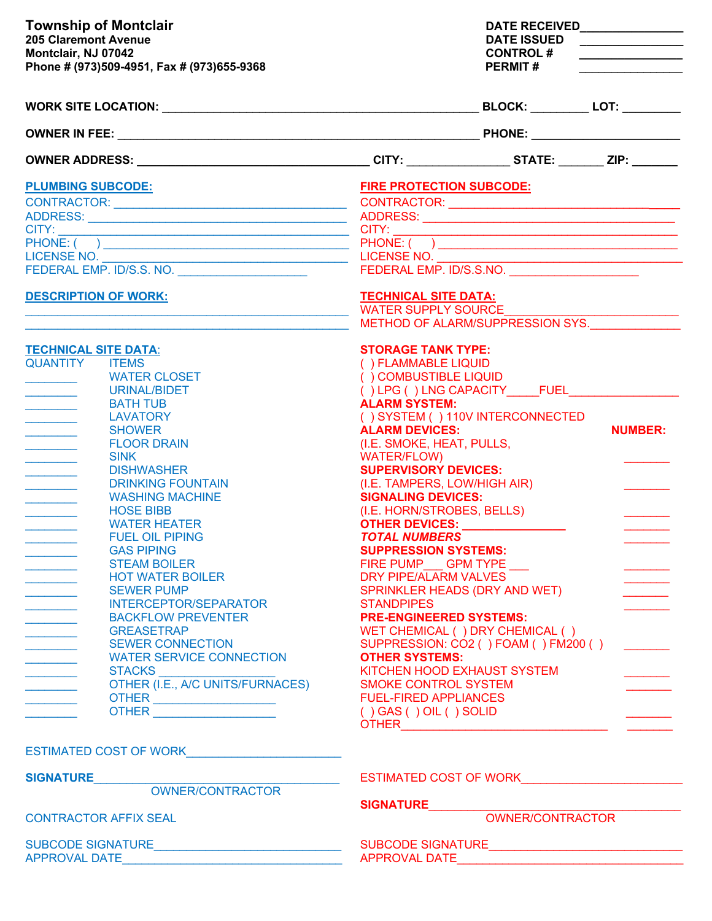**Township of Montclair**
**205 Claremont Avenue**
**Montclair, NJ 07042**
**Phone # (973)509-4951, Fax # (973)655-9368**

**DATE RECEIVED**_______________
**DATE ISSUED** _______________
**CONTROL #** _______________
**PERMIT #** _______________

**WORK SITE LOCATION:** ________________________________________________ **BLOCK:** _________ **LOT:** _________

**OWNER IN FEE:** ________________________________________________________ **PHONE:** _______________________

**OWNER ADDRESS:** ___________________________________ **CITY:** _______________ **STATE:** _______ **ZIP:** _______

## PLUMBING SUBCODE:

CONTRACTOR: ________________________________________
ADDRESS: ___________________________________________
CITY: ______________________________________________
PHONE: (    ) ______________________________________
LICENSE NO. ________________________________________
FEDERAL EMP. ID/S.S. NO. ___________________

**DESCRIPTION OF WORK:**
__________________________________________________
__________________________________________________

**TECHNICAL SITE DATA:**

| QUANTITY | ITEMS |
|---|---|
| ________ | WATER CLOSET |
| ________ | URINAL/BIDET |
| ________ | BATH TUB |
| ________ | LAVATORY |
| ________ | SHOWER |
| ________ | FLOOR DRAIN |
| ________ | SINK |
| ________ | DISHWASHER |
| ________ | DRINKING FOUNTAIN |
| ________ | WASHING MACHINE |
| ________ | HOSE BIBB |
| ________ | WATER HEATER |
| ________ | FUEL OIL PIPING |
| ________ | GAS PIPING |
| ________ | STEAM BOILER |
| ________ | HOT WATER BOILER |
| ________ | SEWER PUMP |
| ________ | INTERCEPTOR/SEPARATOR |
| ________ | BACKFLOW PREVENTER |
| ________ | GREASETRAP |
| ________ | SEWER CONNECTION |
| ________ | WATER SERVICE CONNECTION |
| ________ | STACKS _________________ |
| ________ | OTHER (I.E., A/C UNITS/FURNACES) |
| ________ | OTHER __________________ |
| ________ | OTHER __________________ |

ESTIMATED COST OF WORK________________________

**SIGNATURE**____________________________________
OWNER/CONTRACTOR

CONTRACTOR AFFIX SEAL

SUBCODE SIGNATURE____________________________
APPROVAL DATE________________________________

## FIRE PROTECTION SUBCODE:

CONTRACTOR: _________________________________________
ADDRESS: ____________________________________________
CITY: _______________________________________________
PHONE: (    ) _______________________________________
LICENSE NO. _________________________________________
FEDERAL EMP. ID/S.S.NO. ___________________

**TECHNICAL SITE DATA:**
WATER SUPPLY SOURCE__________________________
METHOD OF ALARM/SUPPRESSION SYS.______________

**STORAGE TANK TYPE:**
( ) FLAMMABLE LIQUID
( ) COMBUSTIBLE LIQUID
( ) LPG ( ) LNG CAPACITY_____FUEL_________________

**ALARM SYSTEM:**
( ) SYSTEM ( ) 110V INTERCONNECTED

| | NUMBER: |
|---|---|
| **ALARM DEVICES:** (I.E. SMOKE, HEAT, PULLS, WATER/FLOW) | _______ |
| **SUPERVISORY DEVICES:** (I.E. TAMPERS, LOW/HIGH AIR) | _______ |
| **SIGNALING DEVICES:** (I.E. HORN/STROBES, BELLS) | _______ |
| **OTHER DEVICES:** ________________ | _______ |
| ***TOTAL NUMBERS*** | _______ |
| **SUPPRESSION SYSTEMS:** | |
| FIRE PUMP___ GPM TYPE ___ | _______ |
| DRY PIPE/ALARM VALVES | _______ |
| SPRINKLER HEADS (DRY AND WET) | _______ |
| STANDPIPES | _______ |
| **PRE-ENGINEERED SYSTEMS:** | |
| WET CHEMICAL ( ) DRY CHEMICAL ( ) | |
| SUPPRESSION: CO2 ( ) FOAM ( ) FM200 ( ) | _______ |
| **OTHER SYSTEMS:** | |
| KITCHEN HOOD EXHAUST SYSTEM | _______ |
| SMOKE CONTROL SYSTEM | _______ |
| FUEL-FIRED APPLIANCES | |
| ( ) GAS ( ) OIL ( ) SOLID | _______ |
| OTHER________________________________ | _______ |

ESTIMATED COST OF WORK________________________

**SIGNATURE**____________________________________
OWNER/CONTRACTOR

SUBCODE SIGNATURE____________________________
APPROVAL DATE________________________________